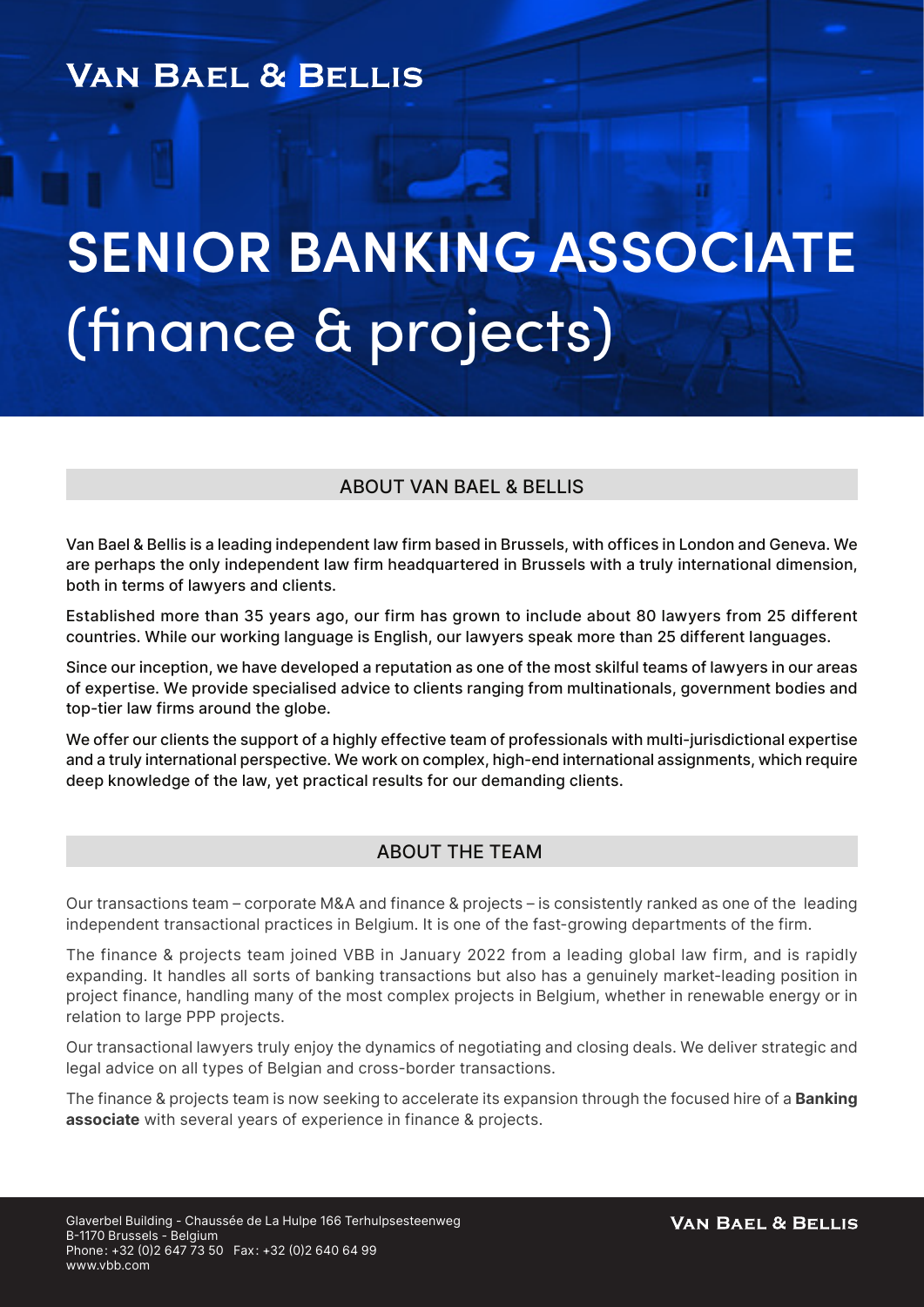**Van Bael & Bellis**

# SENIOR BANKING ASSOCIATE (finance & projects)

## ABOUT VAN BAEL & BELLIS

Van Bael & Bellis is a leading independent law firm based in Brussels, with offices in London and Geneva. We are perhaps the only independent law firm headquartered in Brussels with a truly international dimension, both in terms of lawyers and clients.

Established more than 35 years ago, our firm has grown to include about 80 lawyers from 25 different countries. While our working language is English, our lawyers speak more than 25 different languages.

Since our inception, we have developed a reputation as one of the most skilful teams of lawyers in our areas of expertise. We provide specialised advice to clients ranging from multinationals, government bodies and top-tier law firms around the globe.

We offer our clients the support of a highly effective team of professionals with multi-jurisdictional expertise and a truly international perspective. We work on complex, high-end international assignments, which require deep knowledge of the law, yet practical results for our demanding clients.

## ABOUT THE TEAM

Our transactions team – corporate M&A and finance & projects – is consistently ranked as one of the leading independent transactional practices in Belgium. It is one of the fast-growing departments of the firm.

The finance & projects team joined VBB in January 2022 from a leading global law firm, and is rapidly expanding. It handles all sorts of banking transactions but also has a genuinely market-leading position in project finance, handling many of the most complex projects in Belgium, whether in renewable energy or in relation to large PPP projects.

Our transactional lawyers truly enjoy the dynamics of negotiating and closing deals. We deliver strategic and legal advice on all types of Belgian and cross-border transactions.

The finance & projects team is now seeking to accelerate its expansion through the focused hire of a **Banking associate** with several years of experience in finance & projects.

Glaverbel Building - Chaussée de La Hulpe 166 Terhulpsesteenweg
B-1170 Brussels - Belgium
Phone: +32 (0)2 647 73 50 Fax: +32 (0)2 640 64 99
www.vbb.com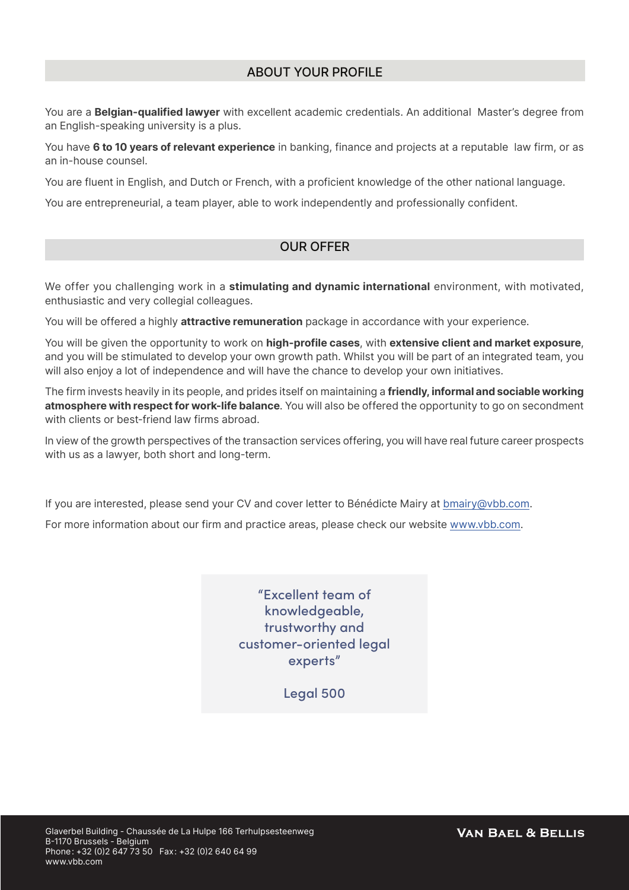## ABOUT YOUR PROFILE

You are a **Belgian-qualified lawyer** with excellent academic credentials. An additional Master's degree from an English-speaking university is a plus.

You have **6 to 10 years of relevant experience** in banking, finance and projects at a reputable law firm, or as an in-house counsel.

You are fluent in English, and Dutch or French, with a proficient knowledge of the other national language.

You are entrepreneurial, a team player, able to work independently and professionally confident.

## OUR OFFER

We offer you challenging work in a **stimulating and dynamic international** environment, with motivated, enthusiastic and very collegial colleagues.

You will be offered a highly **attractive remuneration** package in accordance with your experience.

You will be given the opportunity to work on **high-profile cases**, with **extensive client and market exposure**, and you will be stimulated to develop your own growth path. Whilst you will be part of an integrated team, you will also enjoy a lot of independence and will have the chance to develop your own initiatives.

The firm invests heavily in its people, and prides itself on maintaining a **friendly, informal and sociable working atmosphere with respect for work-life balance**. You will also be offered the opportunity to go on secondment with clients or best-friend law firms abroad.

In view of the growth perspectives of the transaction services offering, you will have real future career prospects with us as a lawyer, both short and long-term.

If you are interested, please send your CV and cover letter to Bénédicte Mairy at bmairy@vbb.com.

For more information about our firm and practice areas, please check our website www.vbb.com.

> "Excellent team of knowledgeable, trustworthy and customer-oriented legal experts"
>
> Legal 500

Glaverbel Building - Chaussée de La Hulpe 166 Terhulpsesteenweg
B-1170 Brussels - Belgium
Phone: +32 (0)2 647 73 50 Fax: +32 (0)2 640 64 99
www.vbb.com

VAN BAEL & BELLIS